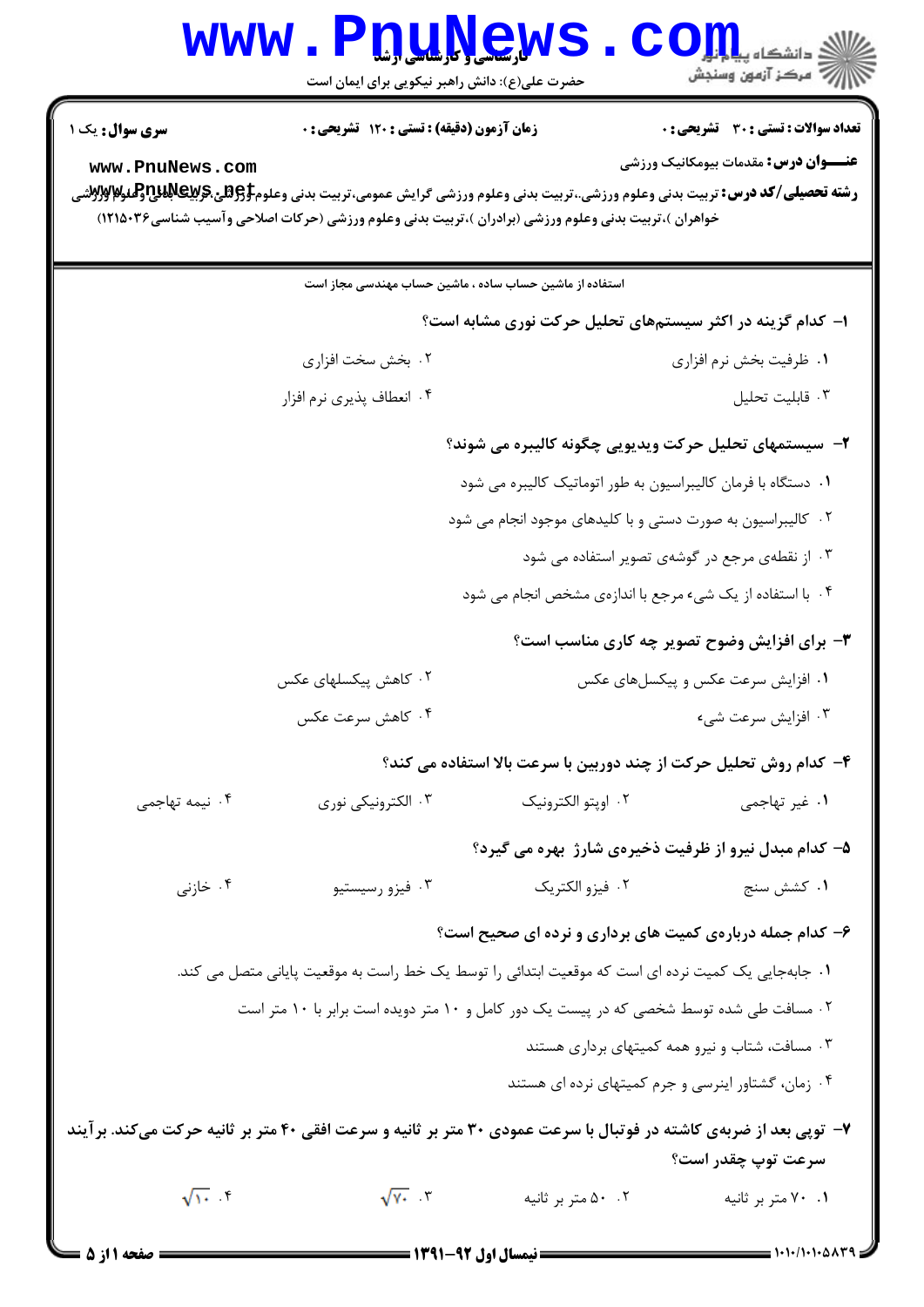**سری سوال:** یک ۱

**زمان آزمون (دقیقه) : تستی : ۱۲۰ تشریحی : ۰**

**تعداد سوالات : تستی : ۳۰ تشریحی : ۰**

**عنـــوان درس:** مقدمات بیومکانیک ورزشی

**رشته تحصیلی/کد درس:** تربیت بدنی وعلوم ورزشی،،تربیت بدنی وعلوم ورزشی گرایش عمومی،تربیت بدنی وعلوم ورزشی (برادران )،تربیت بدنی وعلوم ورزشی (خواهران )،تربیت بدنی وعلوم ورزشی (برادران )،تربیت بدنی وعلوم ورزشی (حرکات اصلاحی وآسیب شناسی۱۲۱۵۰۳۶)

استفاده از ماشین حساب ساده ، ماشین حساب مهندسی مجاز است

**۱- کدام گزینه در اکثر سیستم‌های تحلیل حرکت نوری مشابه است؟**

۱. ظرفیت بخش نرم افزاری
۲. بخش سخت افزاری
۳. قابلیت تحلیل
۴. انعطاف پذیری نرم افزار

**۲- سیستمهای تحلیل حرکت ویدیویی چگونه کالیبره می شوند؟**

۱. دستگاه با فرمان کالیبراسیون به طور اتوماتیک کالیبره می شود
۲. کالیبراسیون به صورت دستی و با کلیدهای موجود انجام می شود
۳. از نقطه‌ی مرجع در گوشه‌ی تصویر استفاده می شود
۴. با استفاده از یک شیء مرجع با اندازه‌ی مشخص انجام می شود

**۳- برای افزایش وضوح تصویر چه کاری مناسب است؟**

۱. افزایش سرعت عکس و پیکسل‌های عکس
۲. کاهش پیکسلهای عکس
۳. افزایش سرعت شیء
۴. کاهش سرعت عکس

**۴- کدام روش تحلیل حرکت از چند دوربین با سرعت بالا استفاده می کند؟**

۱. غیر تهاجمی
۲. اوپتو الکترونیک
۳. الکترونیکی نوری
۴. نیمه تهاجمی

**۵- کدام مبدل نیرو از ظرفیت ذخیره‌ی شارژ بهره می گیرد؟**

۱. کشش سنج
۲. فیزو الکتریک
۳. فیزو رسیستیو
۴. خازنی

**۶- کدام جمله درباره‌ی کمیت های برداری و نرده ای صحیح است؟**

۱. جابجایی یک کمیت نرده ای است که موقعیت ابتدائی را توسط یک خط راست به موقعیت پایانی متصل می کند.
۲. مسافت طی شده توسط شخصی که در پیست یک دور کامل و ۱۰ متر دویده است برابر با ۱۰ متر است
۳. مسافت، شتاب و نیرو همه کمیتهای برداری هستند
۴. زمان، گشتاور اینرسی و جرم کمیتهای نرده ای هستند

**۷- توپی بعد از ضربه‌ی کاشته در فوتبال با سرعت عمودی ۳۰ متر بر ثانیه و سرعت افقی ۴۰ متر بر ثانیه حرکت می‌کند. برآیند سرعت توپ چقدر است؟**

۱. ۷۰ متر بر ثانیه
۲. ۵۰ متر بر ثانیه
۳. $\sqrt{70}$
۴. $\sqrt{10}$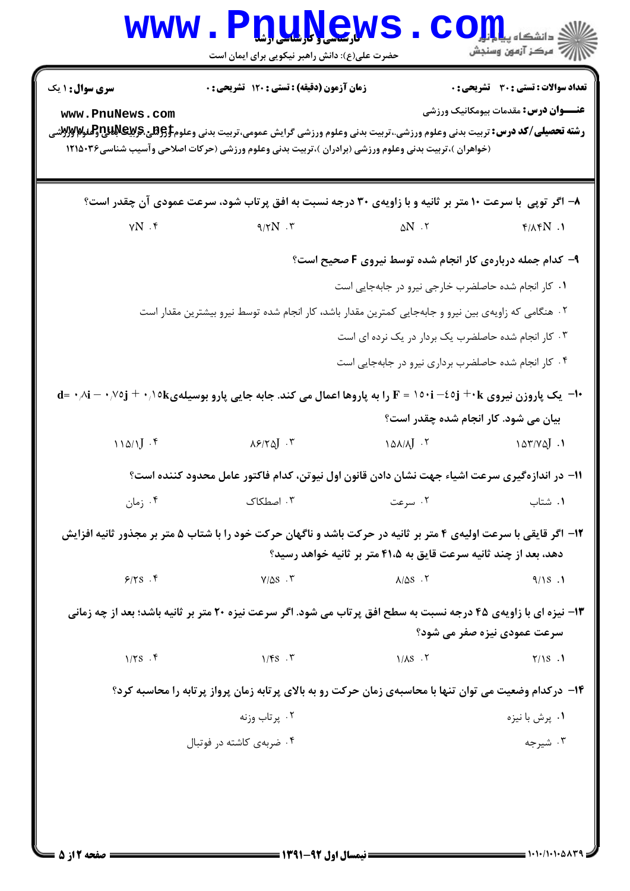**تعداد سوالات : تستی : ۳۰ تشریحی : ۰** | **زمان آزمون (دقیقه) : تستی : ۱۲۰ تشریحی : ۰** | **سری سوال : ۱ یک**

**عنـــوان درس:** مقدمات بیومکانیک ورزشی

**رشته تحصیلی/کد درس:** تربیت بدنی وعلوم ورزشی،.تربیت بدنی وعلوم ورزشی گرایش عمومی،تربیت بدنی وعلوم ورزشی،تربیت بدنی وعلوم ورزشی (خواهران )،تربیت بدنی وعلوم ورزشی (برادران )،تربیت بدنی وعلوم ورزشی (حرکات اصلاحی وآسیب شناسی۱۲۱۵۰۳۶

**۸- اگر توپی با سرعت ۱۰ متر بر ثانیه و با زاویه‌ی ۳۰ درجه نسبت به افق پرتاب شود، سرعت عمودی آن چقدر است؟**

۱. ۴/۸۴N
۲. ۵N
۳. ۹/۲N
۴. ۷N

**۹- کدام جمله درباره‌ی کار انجام شده توسط نیروی F صحیح است؟**

۱. کار انجام شده حاصلضرب خارجی نیرو در جابه‌جایی است
۲. هنگامی که زاویه‌ی بین نیرو و جابه‌جایی کمترین مقدار باشد، کار انجام شده توسط نیرو بیشترین مقدار است
۳. کار انجام شده حاصلضرب یک بردار در یک نرده ای است
۴. کار انجام شده حاصلضرب برداری نیرو در جابه‌جایی است

**۱۰- یک پاروزن نیروی $F = 150i - 45j + 0k$ را به پاروها اعمال می کند. جابه جایی پارو بوسیله‌ی $d = 0.8i - 0.75j + 0.15k$ بیان می شود. کار انجام شده چقدر است؟**

۱. ۱۵۳/۷۵J
۲. ۱۵۸/۸J
۳. ۸۶/۲۵J
۴. ۱۱۵/۱J

**۱۱- در اندازه‌گیری سرعت اشیاء جهت نشان دادن قانون اول نیوتن، کدام فاکتور عامل محدود کننده است؟**

۱. شتاب
۲. سرعت
۳. اصطکاک
۴. زمان

**۱۲- اگر قایقی با سرعت اولیه‌ی ۴ متر بر ثانیه در حرکت باشد و ناگهان حرکت خود را با شتاب ۵ متر بر مجذور ثانیه افزایش دهد، بعد از چند ثانیه سرعت قایق به ۴۱.۵ متر بر ثانیه خواهد رسید؟**

۱. ۹/۱s
۲. ۸/۵s
۳. ۷/۵s
۴. ۶/۲s

**۱۳- نیزه ای با زاویه‌ی ۴۵ درجه نسبت به سطح افق پرتاب می شود. اگر سرعت نیزه ۲۰ متر بر ثانیه باشد؛ بعد از چه زمانی سرعت عمودی نیزه صفر می شود؟**

۱. ۲/۱s
۲. ۱/۸s
۳. ۱/۴s
۴. ۱/۲s

**۱۴- درکدام وضعیت می توان تنها با محاسبه‌ی زمان حرکت رو به بالای پرتابه زمان پرواز پرتابه را محاسبه کرد؟**

۱. پرش با نیزه
۲. پرتاب وزنه
۳. شیرجه
۴. ضربه‌ی کاشته در فوتبال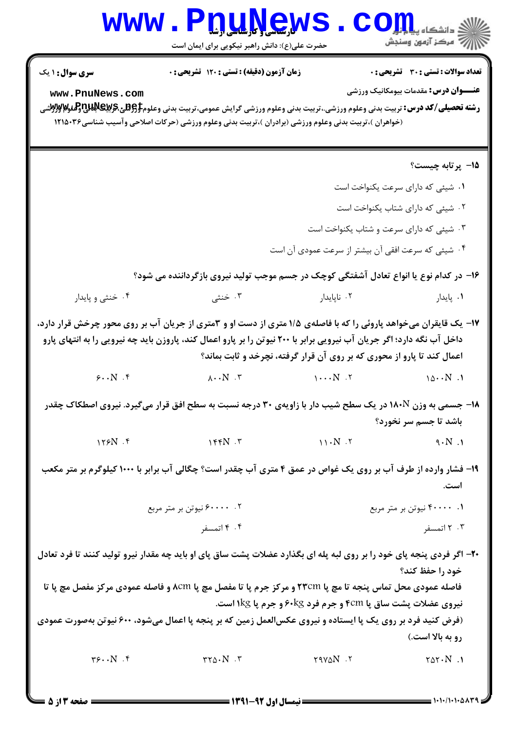**سری سوال:** ۱ یک

**زمان آزمون (دقیقه) : تستی : ۱۲۰ تشریحی : ۰**

**تعداد سوالات : تستی : ۳۰ تشریحی : ۰**

**عنـــوان درس:** مقدمات بیومکانیک ورزشی

**رشته تحصیلی/کد درس:** تربیت بدنی وعلوم ورزشی،،تربیت بدنی وعلوم ورزشی گرایش عمومی،تربیت بدنی وعلوم ورزشی،تربیت بدنی وعلوم ورزشی (خواهران )،تربیت بدنی وعلوم ورزشی (برادران )،تربیت بدنی وعلوم ورزشی (حرکات اصلاحی وآسیب شناسی۱۲۱۵۰۳۶

**۱۵- پرتابه چیست؟**

۱. شیئی که دارای سرعت یکنواخت است

۲. شیئی که دارای شتاب یکنواخت است

۳. شیئی که دارای سرعت و شتاب یکنواخت است

۴. شیئی که سرعت افقی آن بیشتر از سرعت عمودی آن است

**۱۶- در کدام نوع یا انواع تعادل آشفتگی کوچک در جسم موجب تولید نیروی بازگرداننده می شود؟**

۱. پایدار ۲. ناپایدار ۳. خنثی ۴. خنثی و پایدار

**۱۷- یک قایقران می‌خواهد پاروئی را که با فاصله‌ی ۱/۵ متری از دست او و ۳متری از جریان آب بر روی محور چرخش قرار دارد، داخل آب نگه دارد؛ اگر جریان آب نیرویی برابر با ۲۰۰ نیوتن را بر پارو اعمال کند، پاروزن باید چه نیرویی را به انتهای پارو اعمال کند تا پارو از محوری که بر روی آن قرار گرفته، نچرخد و ثابت بماند؟**

۱. 1500N ۲. 1000N ۳. 800N ۴. 600N

**۱۸- جسمی به وزن 180N در یک سطح شیب دار با زاویه‌ی ۳۰ درجه نسبت به سطح افق قرار می‌گیرد. نیروی اصطکاک چقدر باشد تا جسم سر نخورد؟**

۱. 90N ۲. 110N ۳. 144N ۴. 126N

**۱۹- فشار وارده از طرف آب بر روی یک غواص در عمق ۴ متری آب چقدر است؟ چگالی آب برابر با ۱۰۰۰ کیلوگرم بر متر مکعب است.**

۱. ۴۰۰۰۰ نیوتن بر متر مربع ۲. ۶۰۰۰۰ نیوتن بر متر مربع

۳. ۲ اتمسفر ۴. ۴ اتمسفر

**۲۰- اگر فردی پنجه پای خود را بر روی لبه پله ای بگذارد عضلات پشت ساق پای او باید چه مقدار نیرو تولید کنند تا فرد تعادل خود را حفظ کند؟**

فاصله عمودی محل تماس پنجه تا مچ پا 23cm و مرکز جرم پا تا مفصل مچ پا 8cm و فاصله عمودی مرکز مفصل مچ پا تا نیروی عضلات پشت ساق پا 4cm و جرم فرد 60kg و جرم پا 1kg است.

(فرض کنید فرد بر روی یک پا ایستاده و نیروی عکس‌العمل زمین که بر پنجه پا اعمال می‌شود، ۶۰۰ نیوتن به‌صورت عمودی رو به بالا است.)

۱. 2520N ۲. 2975N ۳. 3250N ۴. 3600N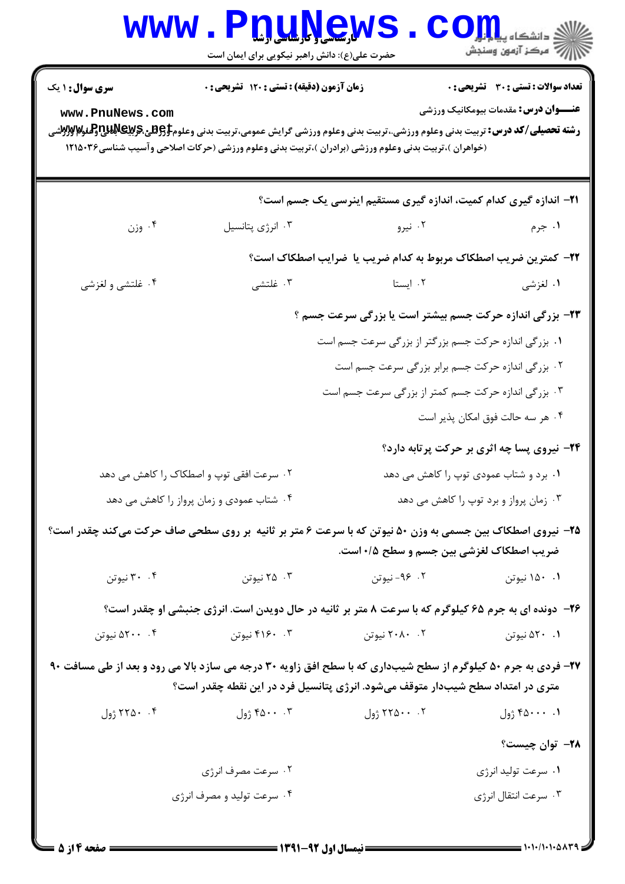**سری سوال:** ۱ یک

**زمان آزمون (دقیقه) : تستی : ۱۲۰ تشریحی : ۰**

**تعداد سوالات : تستی : ۳۰ تشریحی : ۰**

**عنـــوان درس:** مقدمات بیومکانیک ورزشی

**رشته تحصیلی/کد درس:** تربیت بدنی وعلوم ورزشی،.تربیت بدنی وعلوم ورزشی گرایش عمومی،تربیت بدنی وعلوم ورزشی،تربیت بدنی وعلوم ورزشی (خواهران )،تربیت بدنی وعلوم ورزشی (برادران )،تربیت بدنی وعلوم ورزشی (حرکات اصلاحی وآسیب شناسی۱۲۱۵۰۳۶

۲۱- اندازه گیری کدام کمیت، اندازه گیری مستقیم اینرسی یک جسم است؟

۱. جرم
۲. نیرو
۳. انرژی پتانسیل
۴. وزن

۲۲- کمترین ضریب اصطکاک مربوط به کدام ضریب یا ضرایب اصطکاک است؟

۱. لغزشی
۲. ایستا
۳. غلتشی
۴. غلتشی و لغزشی

۲۳- بزرگی اندازه حرکت جسم بیشتر است یا بزرگی سرعت جسم ؟

۱. بزرگی اندازه حرکت جسم بزرگتر از بزرگی سرعت جسم است
۲. بزرگی اندازه حرکت جسم برابر بزرگی سرعت جسم است
۳. بزرگی اندازه حرکت جسم کمتر از بزرگی سرعت جسم است
۴. هر سه حالت فوق امکان پذیر است

۲۴- نیروی پسا چه اثری بر حرکت پرتابه دارد؟

۱. برد و شتاب عمودی توپ را کاهش می دهد
۲. سرعت افقی توپ و اصطکاک را کاهش می دهد
۳. زمان پرواز و برد توپ را کاهش می دهد
۴. شتاب عمودی و زمان پرواز را کاهش می دهد

۲۵- نیروی اصطکاک بین جسمی به وزن ۵۰ نیوتن که با سرعت ۶ متر بر ثانیه بر روی سطحی صاف حرکت می‌کند چقدر است؟ ضریب اصطکاک لغزشی بین جسم و سطح ۰/۵ است.

۱. ۱۵۰ نیوتن
۲. ۹۶- نیوتن
۳. ۲۵ نیوتن
۴. ۳۰ نیوتن

۲۶- دونده ای به جرم ۶۵ کیلوگرم که با سرعت ۸ متر بر ثانیه در حال دویدن است. انرژی جنبشی او چقدر است؟

۱. ۵۲۰ نیوتن
۲. ۲۰۸۰ نیوتن
۳. ۴۱۶۰ نیوتن
۴. ۵۲۰۰ نیوتن

۲۷- فردی به جرم ۵۰ کیلوگرم از سطح شیب‌داری که با سطح افق زاویه ۳۰ درجه می سازد بالا می رود و بعد از طی مسافت ۹۰ متری در امتداد سطح شیب‌دار متوقف می‌شود. انرژی پتانسیل فرد در این نقطه چقدر است؟

۱. ۴۵۰۰۰ ژول
۲. ۲۲۵۰۰ ژول
۳. ۴۵۰۰ ژول
۴. ۲۲۵۰ ژول

۲۸- توان چیست؟

۱. سرعت تولید انرژی
۲. سرعت مصرف انرژی
۳. سرعت انتقال انرژی
۴. سرعت تولید و مصرف انرژی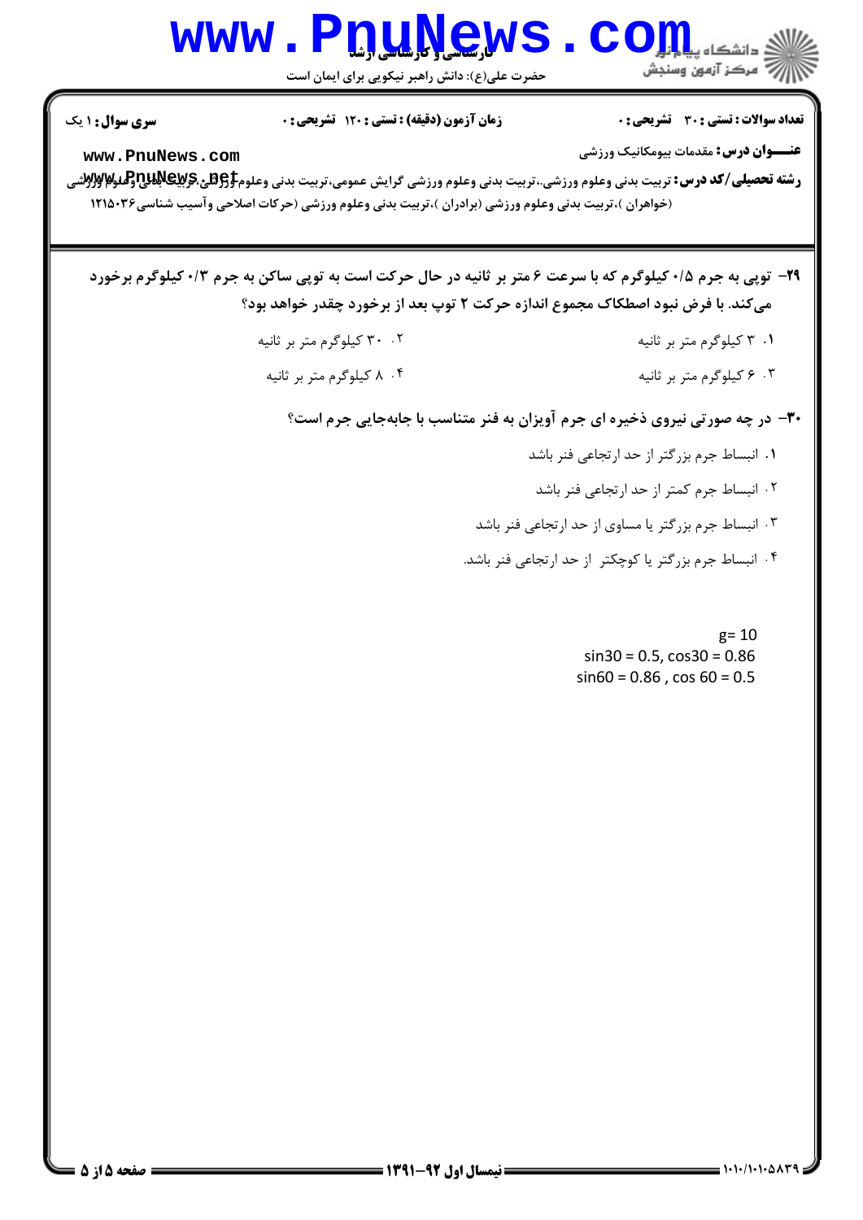**سری سؤال:** ۱ یک

**زمان آزمون (دقیقه) : تستی : ۱۲۰ تشریحی : ۰**

**تعداد سوالات : تستی : ۳۰ تشریحی : ۰**

**عنـــوان درس:** مقدمات بیومکانیک ورزشی

**رشته تحصیلی/کد درس:** تربیت بدنی وعلوم ورزشی،.تربیت بدنی وعلوم ورزشی گرایش عمومی،تربیت بدنی وعلوم ورزشی،تربیت بدنی وعلوم ورزشی (خواهران )،تربیت بدنی وعلوم ورزشی (برادران )،تربیت بدنی وعلوم ورزشی (حرکات اصلاحی وآسیب شناسی۱۲۱۵۰۳۶

**۲۹- توپی به جرم ۰/۵ کیلوگرم که با سرعت ۶ متر بر ثانیه در حال حرکت است به توپی ساکن به جرم ۰/۳ کیلوگرم برخورد می‌کند. با فرض نبود اصطکاک مجموع اندازه حرکت ۲ توپ بعد از برخورد چقدر خواهد بود؟**

۱. ۳ کیلوگرم متر بر ثانیه

۲. ۳۰ کیلوگرم متر بر ثانیه

۳. ۶ کیلوگرم متر بر ثانیه

۴. ۸ کیلوگرم متر بر ثانیه

**۳۰- در چه صورتی نیروی ذخیره ای جرم آویزان به فنر متناسب با جابه‌جایی جرم است؟**

۱. انبساط جرم بزرگتر از حد ارتجاعی فنر باشد

۲. انبساط جرم کمتر از حد ارتجاعی فنر باشد

۳. انبساط جرم بزرگتر یا مساوی از حد ارتجاعی فنر باشد

۴. انبساط جرم بزرگتر یا کوچکتر از حد ارتجاعی فنر باشد.

$g = 10$

$\sin 30 = 0.5, \cos 30 = 0.86$

$\sin 60 = 0.86, \cos 60 = 0.5$